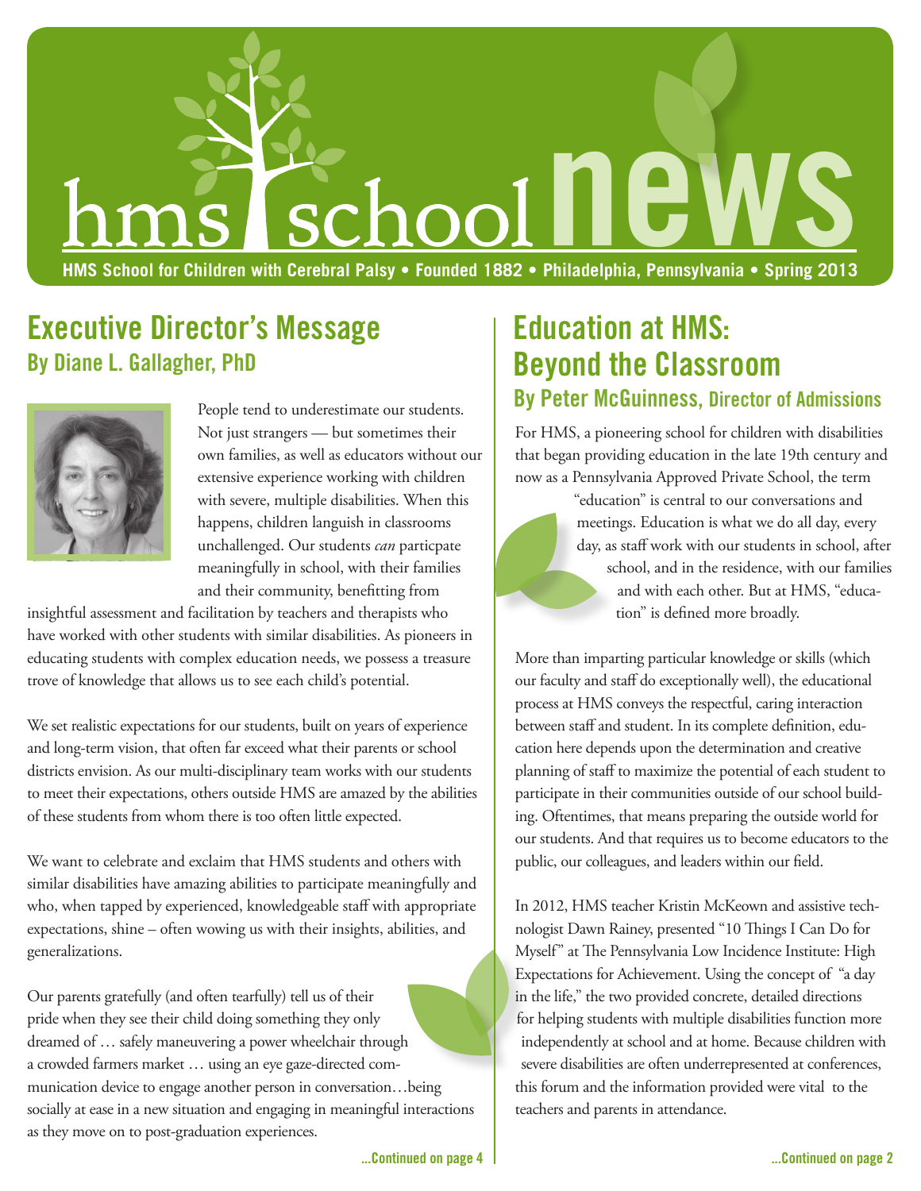# hms school news

**HMS School for Children with Cerebral Palsy • Founded 1882 • Philadelphia, Pennsylvania • Spring 2013**

## Executive Director's Message

### By Diane L. Gallagher, PhD

People tend to underestimate our students. Not just strangers — but sometimes their own families, as well as educators without our extensive experience working with children with severe, multiple disabilities. When this happens, children languish in classrooms unchallenged. Our students *can* particpate meaningfully in school, with their families and their community, benefitting from insightful assessment and facilitation by teachers and therapists who have worked with other students with similar disabilities. As pioneers in educating students with complex education needs, we possess a treasure trove of knowledge that allows us to see each child's potential.

We set realistic expectations for our students, built on years of experience and long-term vision, that often far exceed what their parents or school districts envision. As our multi-disciplinary team works with our students to meet their expectations, others outside HMS are amazed by the abilities of these students from whom there is too often little expected.

We want to celebrate and exclaim that HMS students and others with similar disabilities have amazing abilities to participate meaningfully and who, when tapped by experienced, knowledgeable staff with appropriate expectations, shine – often wowing us with their insights, abilities, and generalizations.

Our parents gratefully (and often tearfully) tell us of their pride when they see their child doing something they only dreamed of … safely maneuvering a power wheelchair through a crowded farmers market … using an eye gaze-directed communication device to engage another person in conversation…being socially at ease in a new situation and engaging in meaningful interactions as they move on to post-graduation experiences.

**...Continued on page 4**

## Education at HMS: Beyond the Classroom

### By Peter McGuinness, Director of Admissions

For HMS, a pioneering school for children with disabilities that began providing education in the late 19th century and now as a Pennsylvania Approved Private School, the term "education" is central to our conversations and meetings. Education is what we do all day, every day, as staff work with our students in school, after school, and in the residence, with our families and with each other. But at HMS, "education" is defined more broadly.

More than imparting particular knowledge or skills (which our faculty and staff do exceptionally well), the educational process at HMS conveys the respectful, caring interaction between staff and student. In its complete definition, education here depends upon the determination and creative planning of staff to maximize the potential of each student to participate in their communities outside of our school building. Oftentimes, that means preparing the outside world for our students. And that requires us to become educators to the public, our colleagues, and leaders within our field.

In 2012, HMS teacher Kristin McKeown and assistive technologist Dawn Rainey, presented "10 Things I Can Do for Myself" at The Pennsylvania Low Incidence Institute: High Expectations for Achievement. Using the concept of "a day in the life," the two provided concrete, detailed directions for helping students with multiple disabilities function more independently at school and at home. Because children with severe disabilities are often underrepresented at conferences, this forum and the information provided were vital to the teachers and parents in attendance.

**...Continued on page 2**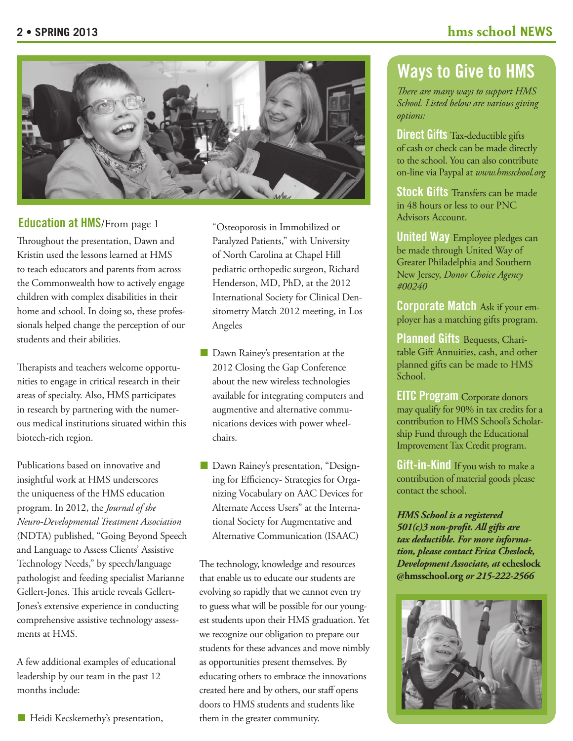## Education at HMS/From page 1

Throughout the presentation, Dawn and Kristin used the lessons learned at HMS to teach educators and parents from across the Commonwealth how to actively engage children with complex disabilities in their home and school. In doing so, these professionals helped change the perception of our students and their abilities.

Therapists and teachers welcome opportunities to engage in critical research in their areas of specialty. Also, HMS participates in research by partnering with the numerous medical institutions situated within this biotech-rich region.

Publications based on innovative and insightful work at HMS underscores the uniqueness of the HMS education program. In 2012, the *Journal of the Neuro-Developmental Treatment Association* (NDTA) published, "Going Beyond Speech and Language to Assess Clients' Assistive Technology Needs," by speech/language pathologist and feeding specialist Marianne Gellert-Jones. This article reveals Gellert-Jones's extensive experience in conducting comprehensive assistive technology assessments at HMS.

A few additional examples of educational leadership by our team in the past 12 months include:

- Heidi Kecskemethy's presentation, "Osteoporosis in Immobilized or Paralyzed Patients," with University of North Carolina at Chapel Hill pediatric orthopedic surgeon, Richard Henderson, MD, PhD, at the 2012 International Society for Clinical Densitometry Match 2012 meeting, in Los Angeles
- Dawn Rainey's presentation at the 2012 Closing the Gap Conference about the new wireless technologies available for integrating computers and augmentive and alternative communications devices with power wheelchairs.
- Dawn Rainey's presentation, "Designing for Efficiency- Strategies for Organizing Vocabulary on AAC Devices for Alternate Access Users" at the International Society for Augmentative and Alternative Communication (ISAAC)

The technology, knowledge and resources that enable us to educate our students are evolving so rapidly that we cannot even try to guess what will be possible for our youngest students upon their HMS graduation. Yet we recognize our obligation to prepare our students for these advances and move nimbly as opportunities present themselves. By educating others to embrace the innovations created here and by others, our staff opens doors to HMS students and students like them in the greater community.

## Ways to Give to HMS

*There are many ways to support HMS School. Listed below are various giving options:*

**Direct Gifts** Tax-deductible gifts of cash or check can be made directly to the school. You can also contribute on-line via Paypal at *www.hmsschool.org*

**Stock Gifts** Transfers can be made in 48 hours or less to our PNC Advisors Account.

**United Way** Employee pledges can be made through United Way of Greater Philadelphia and Southern New Jersey, *Donor Choice Agency #00240*

**Corporate Match** Ask if your employer has a matching gifts program.

**Planned Gifts** Bequests, Charitable Gift Annuities, cash, and other planned gifts can be made to HMS School.

**EITC Program** Corporate donors may qualify for 90% in tax credits for a contribution to HMS School's Scholarship Fund through the Educational Improvement Tax Credit program.

**Gift-in-Kind** If you wish to make a contribution of material goods please contact the school.

***HMS School is a registered 501(c)3 non-profit. All gifts are tax deductible. For more information, please contact Erica Cheslock, Development Associate, at* echeslock@hmsschool.org *or 215-222-2566***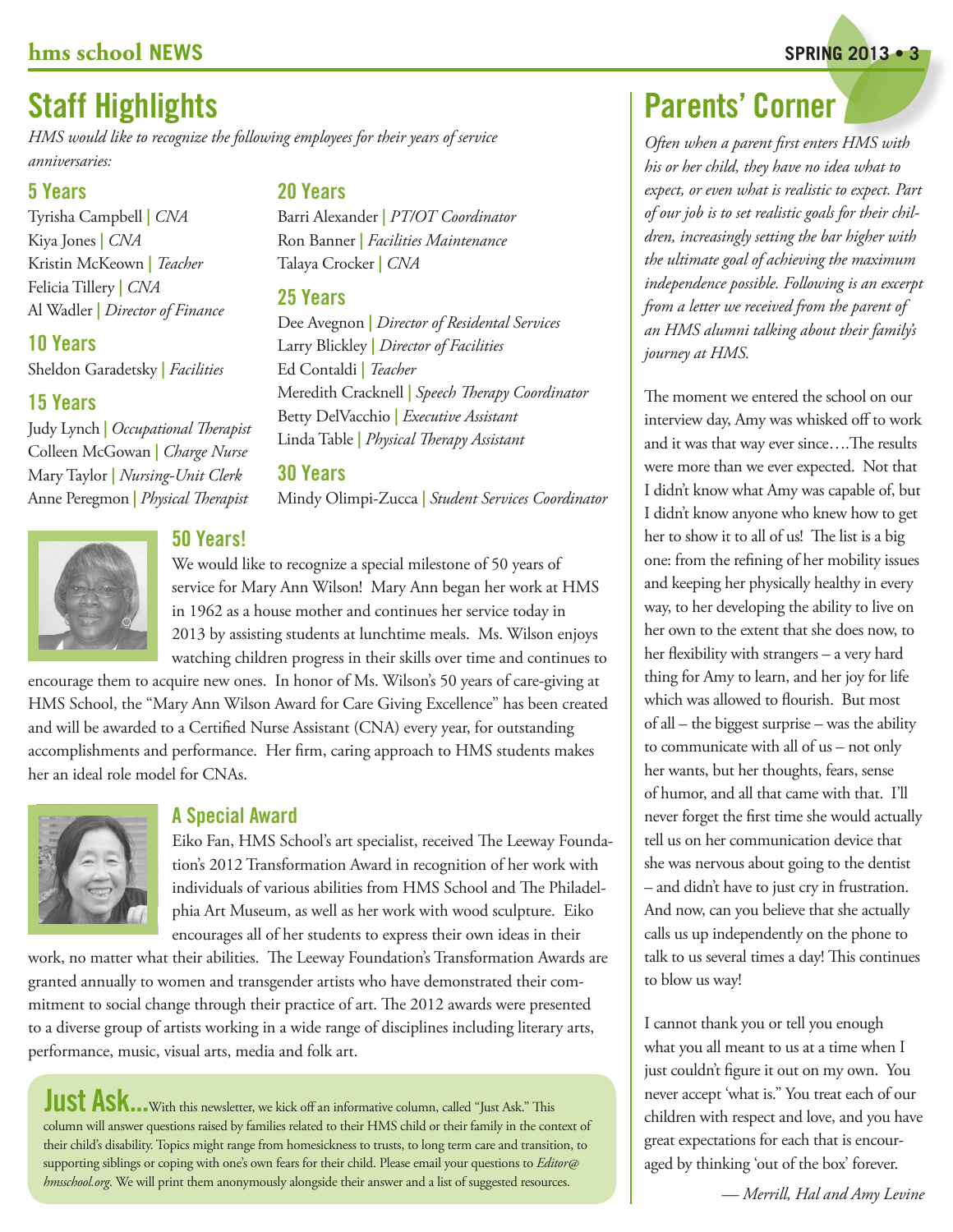# Staff Highlights

*HMS would like to recognize the following employees for their years of service anniversaries:*

### 5 Years

Tyrisha Campbell | *CNA*
Kiya Jones | *CNA*
Kristin McKeown | *Teacher*
Felicia Tillery | *CNA*
Al Wadler | *Director of Finance*

### 10 Years

Sheldon Garadetsky | *Facilities*

### 15 Years

Judy Lynch | *Occupational Therapist*
Colleen McGowan | *Charge Nurse*
Mary Taylor | *Nursing-Unit Clerk*
Anne Peregmon | *Physical Therapist*

### 20 Years

Barri Alexander | *PT/OT Coordinator*
Ron Banner | *Facilities Maintenance*
Talaya Crocker | *CNA*

### 25 Years

Dee Avegnon | *Director of Residental Services*
Larry Blickley | *Director of Facilities*
Ed Contaldi | *Teacher*
Meredith Cracknell | *Speech Therapy Coordinator*
Betty DelVacchio | *Executive Assistant*
Linda Table | *Physical Therapy Assistant*

### 30 Years

Mindy Olimpi-Zucca | *Student Services Coordinator*

### 50 Years!

We would like to recognize a special milestone of 50 years of service for Mary Ann Wilson! Mary Ann began her work at HMS in 1962 as a house mother and continues her service today in 2013 by assisting students at lunchtime meals. Ms. Wilson enjoys watching children progress in their skills over time and continues to encourage them to acquire new ones. In honor of Ms. Wilson's 50 years of care-giving at HMS School, the "Mary Ann Wilson Award for Care Giving Excellence" has been created and will be awarded to a Certified Nurse Assistant (CNA) every year, for outstanding accomplishments and performance. Her firm, caring approach to HMS students makes her an ideal role model for CNAs.

### A Special Award

Eiko Fan, HMS School's art specialist, received The Leeway Foundation's 2012 Transformation Award in recognition of her work with individuals of various abilities from HMS School and The Philadelphia Art Museum, as well as her work with wood sculpture. Eiko encourages all of her students to express their own ideas in their work, no matter what their abilities. The Leeway Foundation's Transformation Awards are granted annually to women and transgender artists who have demonstrated their commitment to social change through their practice of art. The 2012 awards were presented to a diverse group of artists working in a wide range of disciplines including literary arts, performance, music, visual arts, media and folk art.

## Just Ask...

With this newsletter, we kick off an informative column, called "Just Ask." This column will answer questions raised by families related to their HMS child or their family in the context of their child's disability. Topics might range from homesickness to trusts, to long term care and transition, to supporting siblings or coping with one's own fears for their child. Please email your questions to *Editor@hmsschool.org.* We will print them anonymously alongside their answer and a list of suggested resources.

# Parents' Corner

*Often when a parent first enters HMS with his or her child, they have no idea what to expect, or even what is realistic to expect. Part of our job is to set realistic goals for their children, increasingly setting the bar higher with the ultimate goal of achieving the maximum independence possible. Following is an excerpt from a letter we received from the parent of an HMS alumni talking about their family's journey at HMS.*

The moment we entered the school on our interview day, Amy was whisked off to work and it was that way ever since….The results were more than we ever expected. Not that I didn't know what Amy was capable of, but I didn't know anyone who knew how to get her to show it to all of us! The list is a big one: from the refining of her mobility issues and keeping her physically healthy in every way, to her developing the ability to live on her own to the extent that she does now, to her flexibility with strangers – a very hard thing for Amy to learn, and her joy for life which was allowed to flourish. But most of all – the biggest surprise – was the ability to communicate with all of us – not only her wants, but her thoughts, fears, sense of humor, and all that came with that. I'll never forget the first time she would actually tell us on her communication device that she was nervous about going to the dentist – and didn't have to just cry in frustration. And now, can you believe that she actually calls us up independently on the phone to talk to us several times a day! This continues to blow us way!

I cannot thank you or tell you enough what you all meant to us at a time when I just couldn't figure it out on my own. You never accept 'what is." You treat each of our children with respect and love, and you have great expectations for each that is encouraged by thinking 'out of the box' forever.

*— Merrill, Hal and Amy Levine*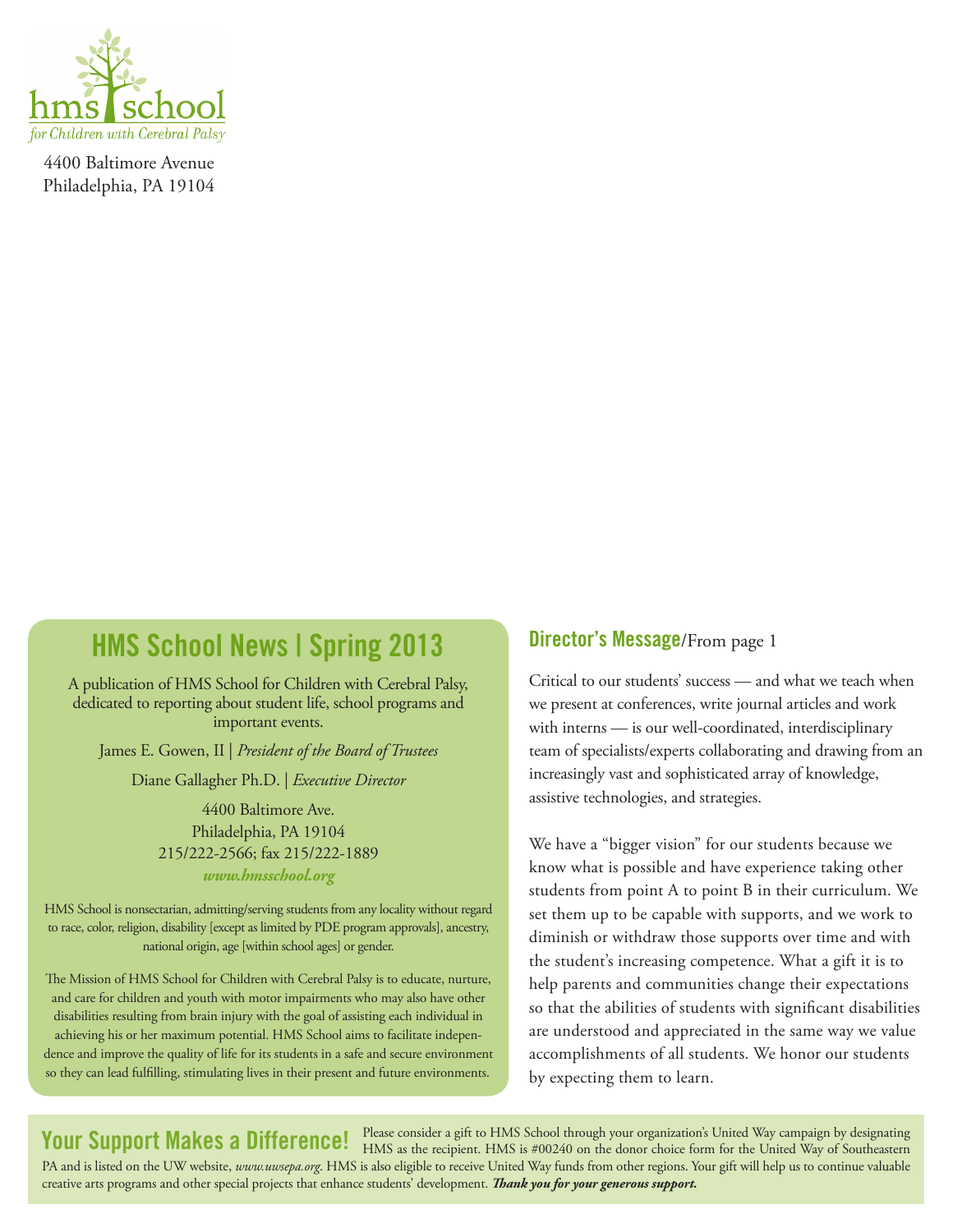hms school
*for Children with Cerebral Palsy*

4400 Baltimore Avenue
Philadelphia, PA 19104

## HMS School News | Spring 2013

A publication of HMS School for Children with Cerebral Palsy, dedicated to reporting about student life, school programs and important events.

James E. Gowen, II | *President of the Board of Trustees*

Diane Gallagher Ph.D. | *Executive Director*

4400 Baltimore Ave.
Philadelphia, PA 19104
215/222-2566; fax 215/222-1889
***www.hmsschool.org***

HMS School is nonsectarian, admitting/serving students from any locality without regard to race, color, religion, disability [except as limited by PDE program approvals], ancestry, national origin, age [within school ages] or gender.

The Mission of HMS School for Children with Cerebral Palsy is to educate, nurture, and care for children and youth with motor impairments who may also have other disabilities resulting from brain injury with the goal of assisting each individual in achieving his or her maximum potential. HMS School aims to facilitate independence and improve the quality of life for its students in a safe and secure environment so they can lead fulfilling, stimulating lives in their present and future environments.

## Director's Message/From page 1

Critical to our students' success — and what we teach when we present at conferences, write journal articles and work with interns — is our well-coordinated, interdisciplinary team of specialists/experts collaborating and drawing from an increasingly vast and sophisticated array of knowledge, assistive technologies, and strategies.

We have a "bigger vision" for our students because we know what is possible and have experience taking other students from point A to point B in their curriculum. We set them up to be capable with supports, and we work to diminish or withdraw those supports over time and with the student's increasing competence. What a gift it is to help parents and communities change their expectations so that the abilities of students with significant disabilities are understood and appreciated in the same way we value accomplishments of all students. We honor our students by expecting them to learn.

## Your Support Makes a Difference!

Please consider a gift to HMS School through your organization's United Way campaign by designating HMS as the recipient. HMS is #00240 on the donor choice form for the United Way of Southeastern PA and is listed on the UW website, *www.uwsepa.org*. HMS is also eligible to receive United Way funds from other regions. Your gift will help us to continue valuable creative arts programs and other special projects that enhance students' development. ***Thank you for your generous support.***